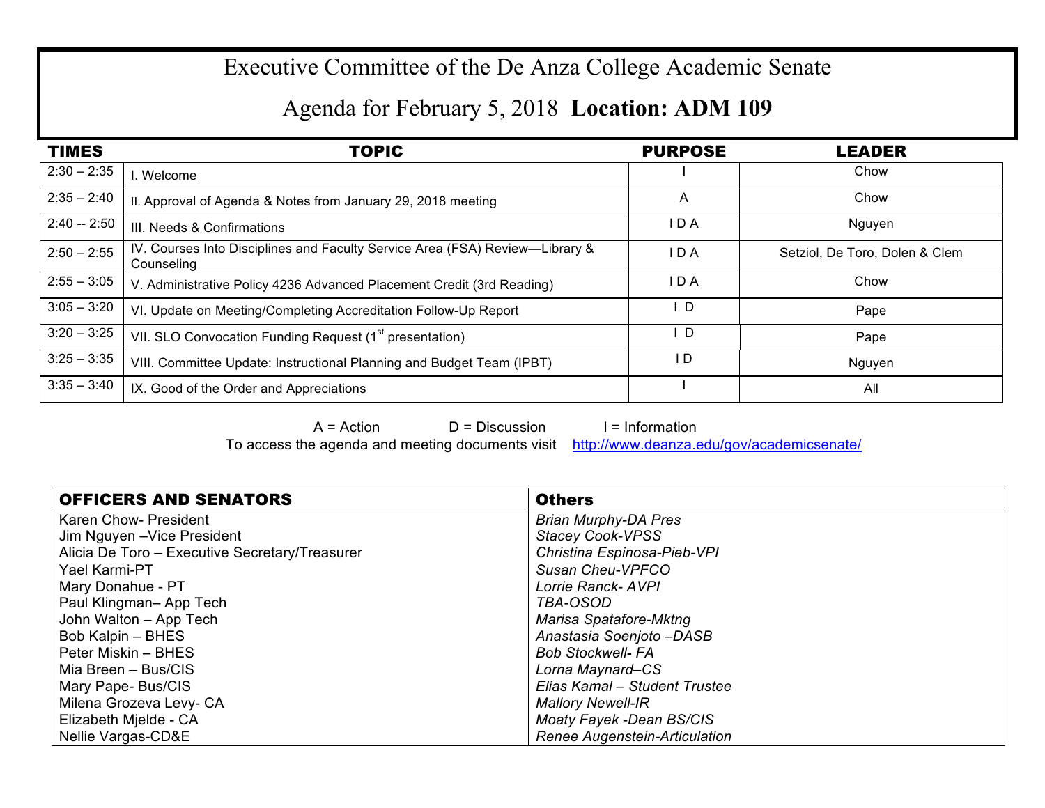# Executive Committee of the De Anza College Academic Senate

## Agenda for February 5, 2018 **Location: ADM 109**

| TIMES | TOPIC | PURPOSE | LEADER |
|---|---|---|---|
| 2:30 – 2:35 | I. Welcome | I | Chow |
| 2:35 – 2:40 | II. Approval of Agenda & Notes from January 29, 2018 meeting | A | Chow |
| 2:40 -- 2:50 | III. Needs & Confirmations | I D A | Nguyen |
| 2:50 – 2:55 | IV. Courses Into Disciplines and Faculty Service Area (FSA) Review—Library & Counseling | I D A | Setziol, De Toro, Dolen & Clem |
| 2:55 – 3:05 | V. Administrative Policy 4236 Advanced Placement Credit (3rd Reading) | I D A | Chow |
| 3:05 – 3:20 | VI. Update on Meeting/Completing Accreditation Follow-Up Report | I D | Pape |
| 3:20 – 3:25 | VII. SLO Convocation Funding Request (1st presentation) | I D | Pape |
| 3:25 – 3:35 | VIII. Committee Update: Instructional Planning and Budget Team (IPBT) | I D | Nguyen |
| 3:35 – 3:40 | IX. Good of the Order and Appreciations | I | All |

A = Action D = Discussion I = Information

To access the agenda and meeting documents visit http://www.deanza.edu/gov/academicsenate/

| OFFICERS AND SENATORS | Others |
|---|---|
| Karen Chow- President | *Brian Murphy-DA Pres* |
| Jim Nguyen –Vice President | *Stacey Cook-VPSS* |
| Alicia De Toro – Executive Secretary/Treasurer | *Christina Espinosa-Pieb-VPI* |
| Yael Karmi-PT | *Susan Cheu-VPFCO* |
| Mary Donahue - PT | *Lorrie Ranck- AVPI* |
| Paul Klingman– App Tech | *TBA-OSOD* |
| John Walton – App Tech | *Marisa Spatafore-Mktng* |
| Bob Kalpin – BHES | *Anastasia Soenjoto –DASB* |
| Peter Miskin – BHES | *Bob Stockwell- FA* |
| Mia Breen – Bus/CIS | *Lorna Maynard–CS* |
| Mary Pape- Bus/CIS | *Elias Kamal – Student Trustee* |
| Milena Grozeva Levy- CA | *Mallory Newell-IR* |
| Elizabeth Mjelde - CA | *Moaty Fayek -Dean BS/CIS* |
| Nellie Vargas-CD&E | *Renee Augenstein-Articulation* |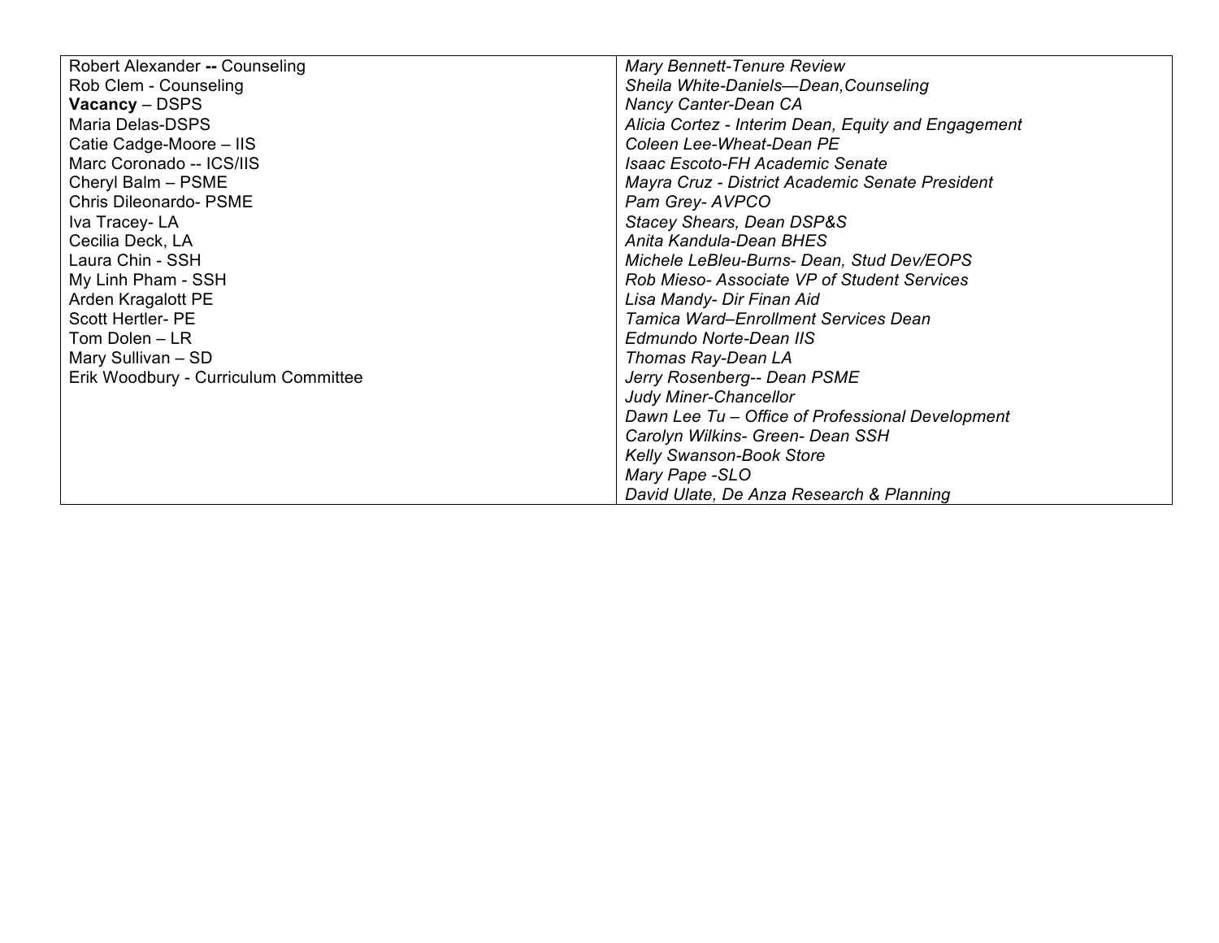| | |
|---|---|
| Robert Alexander **--** Counseling<br>Rob Clem - Counseling<br>**Vacancy** – DSPS<br>Maria Delas-DSPS<br>Catie Cadge-Moore – IIS<br>Marc Coronado -- ICS/IIS<br>Cheryl Balm – PSME<br>Chris Dileonardo- PSME<br>Iva Tracey- LA<br>Cecilia Deck, LA<br>Laura Chin - SSH<br>My Linh Pham - SSH<br>Arden Kragalott PE<br>Scott Hertler- PE<br>Tom Dolen – LR<br>Mary Sullivan – SD<br>Erik Woodbury - Curriculum Committee | *Mary Bennett-Tenure Review*<br>*Sheila White-Daniels—Dean,Counseling*<br>*Nancy Canter-Dean CA*<br>*Alicia Cortez - Interim Dean, Equity and Engagement*<br>*Coleen Lee-Wheat-Dean PE*<br>*Isaac Escoto-FH Academic Senate*<br>*Mayra Cruz - District Academic Senate President*<br>*Pam Grey- AVPCO*<br>*Stacey Shears, Dean DSP&S*<br>*Anita Kandula-Dean BHES*<br>*Michele LeBleu-Burns- Dean, Stud Dev/EOPS*<br>*Rob Mieso- Associate VP of Student Services*<br>*Lisa Mandy- Dir Finan Aid*<br>*Tamica Ward–Enrollment Services Dean*<br>*Edmundo Norte-Dean IIS*<br>*Thomas Ray-Dean LA*<br>*Jerry Rosenberg-- Dean PSME*<br>*Judy Miner-Chancellor*<br>*Dawn Lee Tu – Office of Professional Development*<br>*Carolyn Wilkins- Green- Dean SSH*<br>*Kelly Swanson-Book Store*<br>*Mary Pape -SLO*<br>*David Ulate, De Anza Research & Planning* |